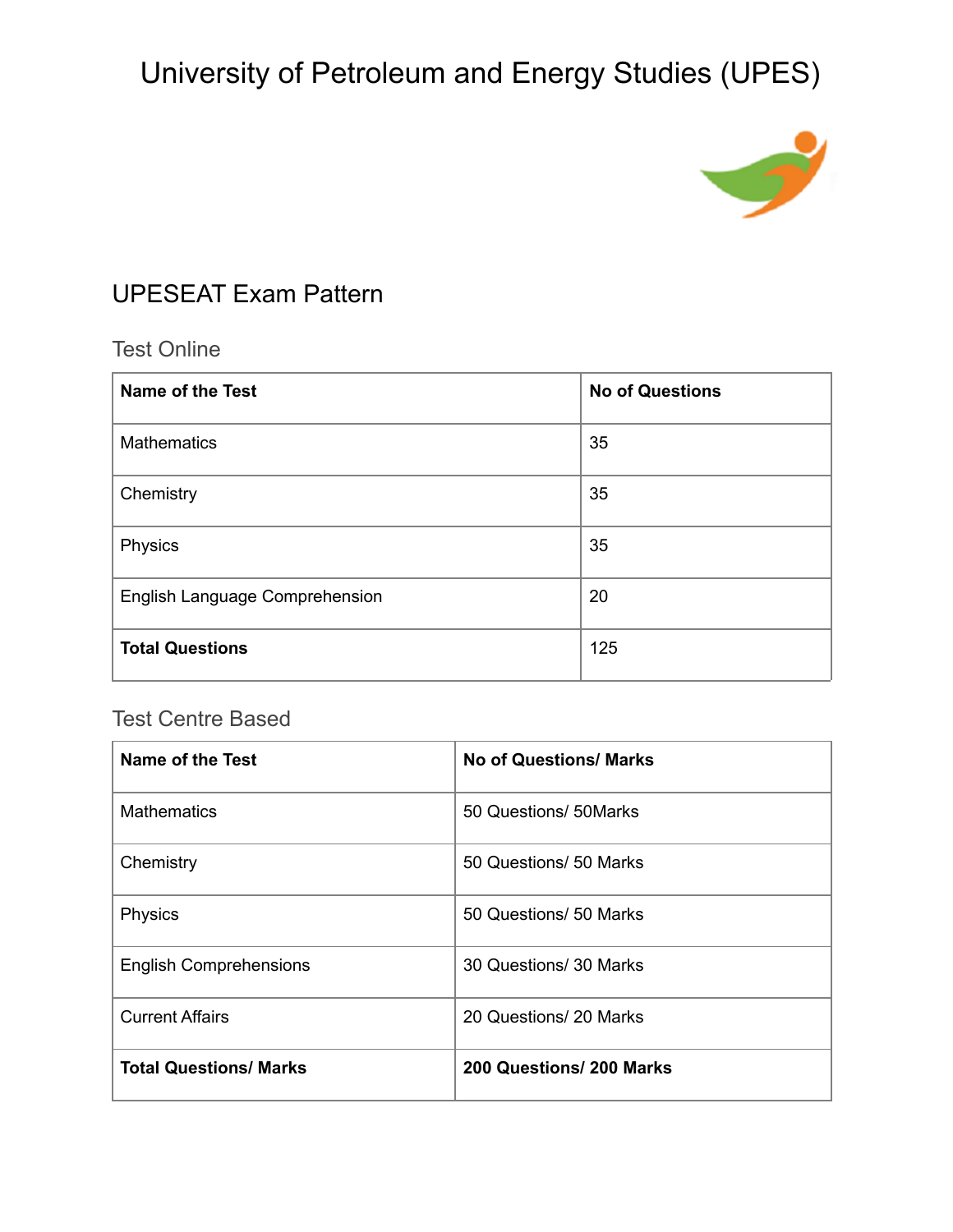# University of Petroleum and Energy Studies (UPES)

## UPESEAT Exam Pattern

### Test Online

| Name of the Test | No of Questions |
|---|---|
| Mathematics | 35 |
| Chemistry | 35 |
| Physics | 35 |
| English Language Comprehension | 20 |
| **Total Questions** | 125 |

### Test Centre Based

| Name of the Test | No of Questions/ Marks |
|---|---|
| Mathematics | 50 Questions/ 50Marks |
| Chemistry | 50 Questions/ 50 Marks |
| Physics | 50 Questions/ 50 Marks |
| English Comprehensions | 30 Questions/ 30 Marks |
| Current Affairs | 20 Questions/ 20 Marks |
| **Total Questions/ Marks** | **200 Questions/ 200 Marks** |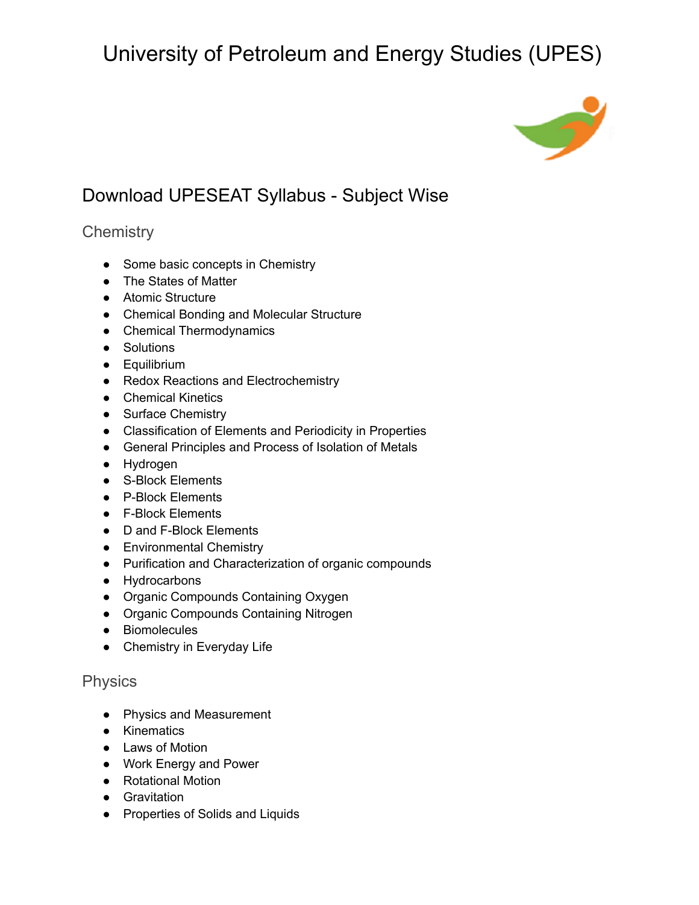# University of Petroleum and Energy Studies (UPES)

## Download UPESEAT Syllabus - Subject Wise

### Chemistry

- Some basic concepts in Chemistry
- The States of Matter
- Atomic Structure
- Chemical Bonding and Molecular Structure
- Chemical Thermodynamics
- Solutions
- Equilibrium
- Redox Reactions and Electrochemistry
- Chemical Kinetics
- Surface Chemistry
- Classification of Elements and Periodicity in Properties
- General Principles and Process of Isolation of Metals
- Hydrogen
- S-Block Elements
- P-Block Elements
- F-Block Elements
- D and F-Block Elements
- Environmental Chemistry
- Purification and Characterization of organic compounds
- Hydrocarbons
- Organic Compounds Containing Oxygen
- Organic Compounds Containing Nitrogen
- Biomolecules
- Chemistry in Everyday Life

### Physics

- Physics and Measurement
- Kinematics
- Laws of Motion
- Work Energy and Power
- Rotational Motion
- Gravitation
- Properties of Solids and Liquids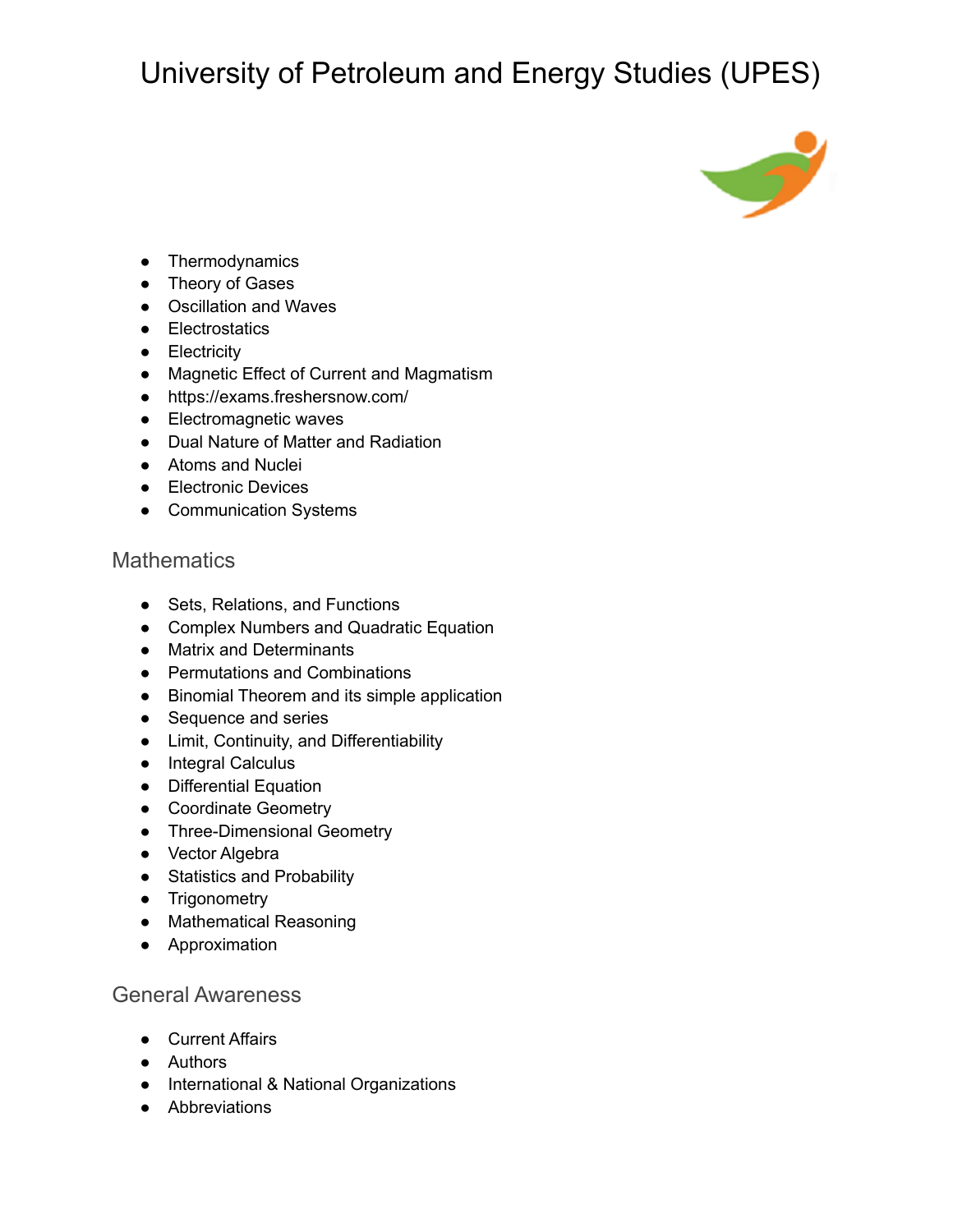# University of Petroleum and Energy Studies (UPES)

- Thermodynamics
- Theory of Gases
- Oscillation and Waves
- Electrostatics
- Electricity
- Magnetic Effect of Current and Magmatism
- https://exams.freshersnow.com/
- Electromagnetic waves
- Dual Nature of Matter and Radiation
- Atoms and Nuclei
- Electronic Devices
- Communication Systems

## Mathematics

- Sets, Relations, and Functions
- Complex Numbers and Quadratic Equation
- Matrix and Determinants
- Permutations and Combinations
- Binomial Theorem and its simple application
- Sequence and series
- Limit, Continuity, and Differentiability
- Integral Calculus
- Differential Equation
- Coordinate Geometry
- Three-Dimensional Geometry
- Vector Algebra
- Statistics and Probability
- Trigonometry
- Mathematical Reasoning
- Approximation

## General Awareness

- Current Affairs
- Authors
- International & National Organizations
- Abbreviations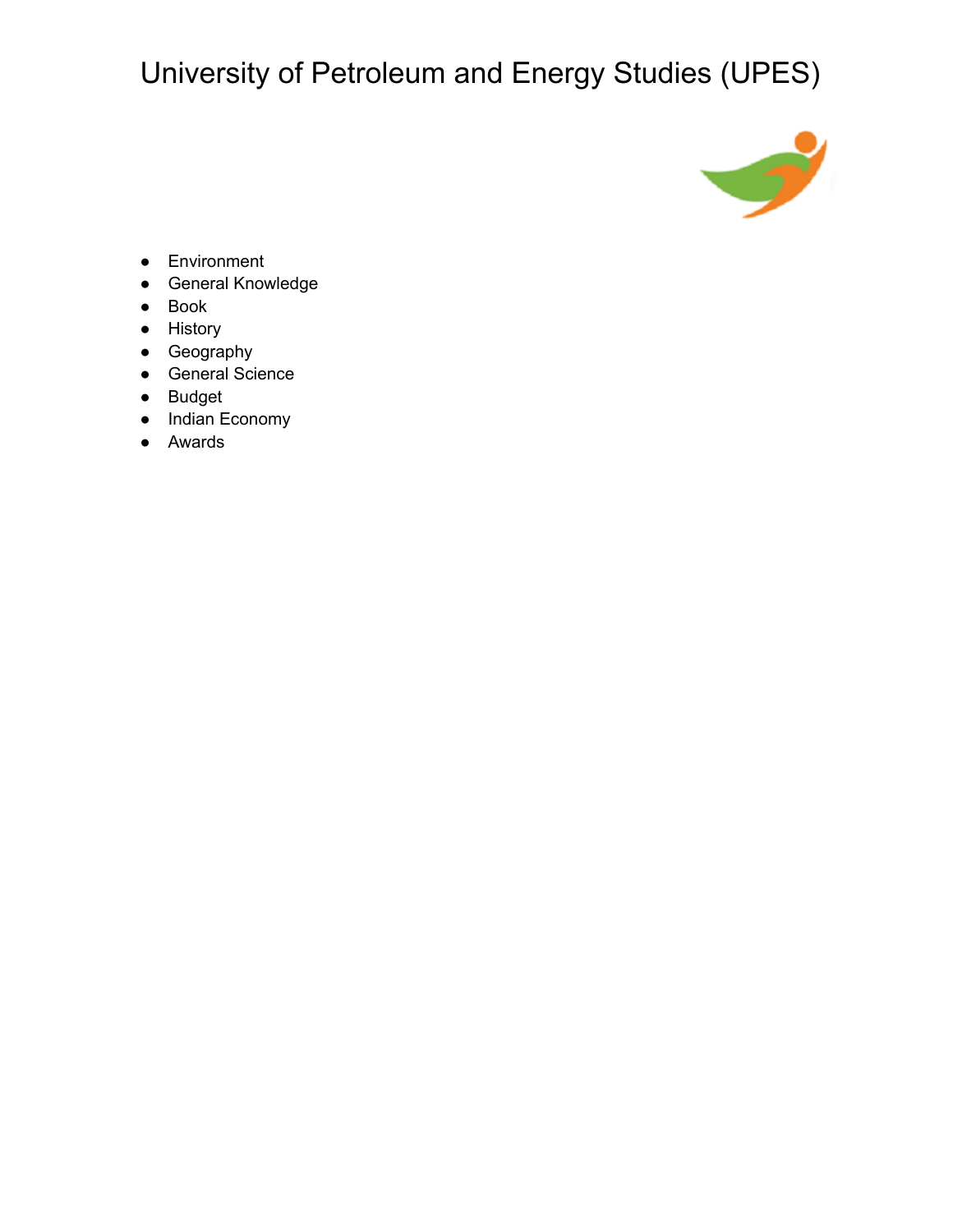# University of Petroleum and Energy Studies (UPES)

- Environment
- General Knowledge
- Book
- History
- Geography
- General Science
- Budget
- Indian Economy
- Awards